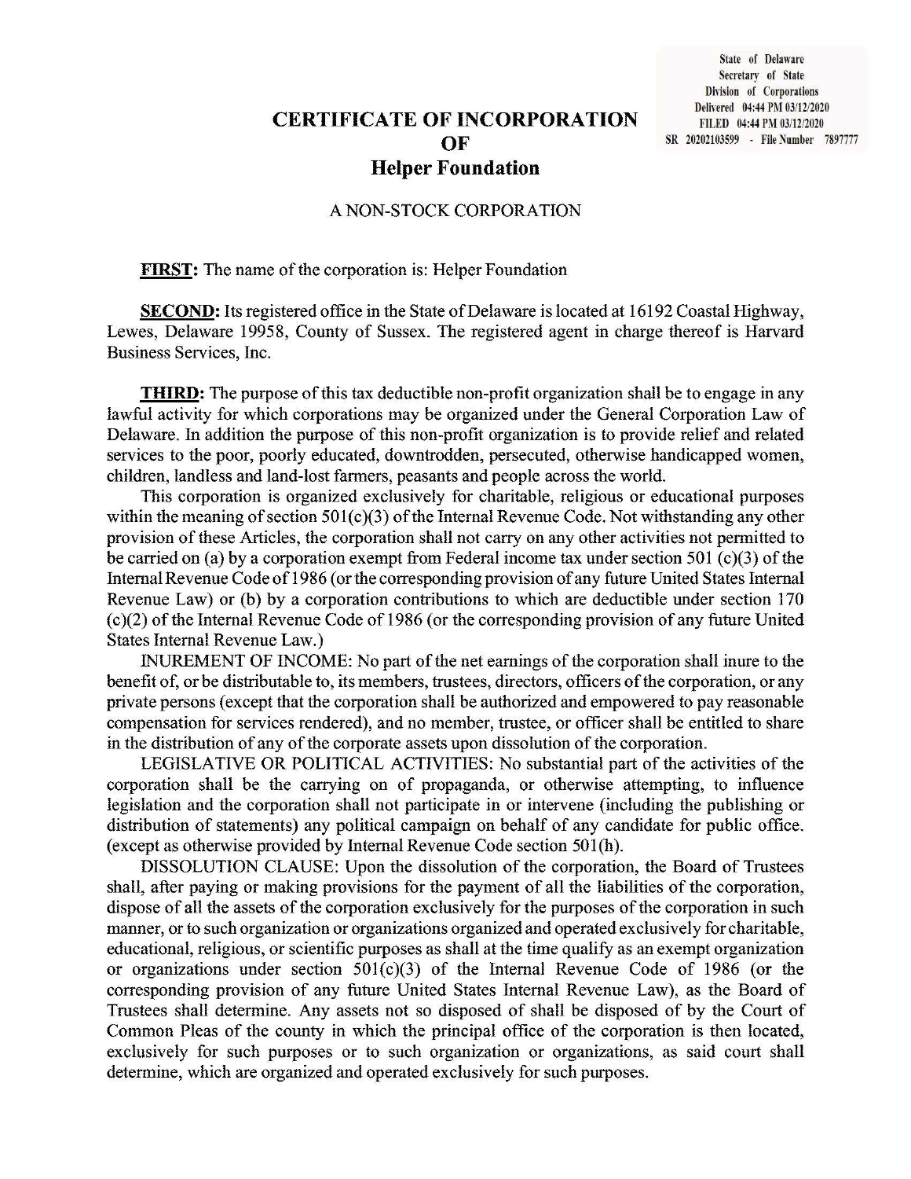State of Delaware
Secretary of State
Division of Corporations
Delivered 04:44 PM 03/12/2020
FILED 04:44 PM 03/12/2020
SR 20202103599 - File Number 7897777

# CERTIFICATE OF INCORPORATION
# OF
# Helper Foundation

A NON-STOCK CORPORATION

**FIRST:** The name of the corporation is: Helper Foundation

**SECOND:** Its registered office in the State of Delaware is located at 16192 Coastal Highway, Lewes, Delaware 19958, County of Sussex. The registered agent in charge thereof is Harvard Business Services, Inc.

**THIRD:** The purpose of this tax deductible non-profit organization shall be to engage in any lawful activity for which corporations may be organized under the General Corporation Law of Delaware. In addition the purpose of this non-profit organization is to provide relief and related services to the poor, poorly educated, downtrodden, persecuted, otherwise handicapped women, children, landless and land-lost farmers, peasants and people across the world.

This corporation is organized exclusively for charitable, religious or educational purposes within the meaning of section 501(c)(3) of the Internal Revenue Code. Not withstanding any other provision of these Articles, the corporation shall not carry on any other activities not permitted to be carried on (a) by a corporation exempt from Federal income tax under section 501 (c)(3) of the Internal Revenue Code of 1986 (or the corresponding provision of any future United States Internal Revenue Law) or (b) by a corporation contributions to which are deductible under section 170 (c)(2) of the Internal Revenue Code of 1986 (or the corresponding provision of any future United States Internal Revenue Law.)

INUREMENT OF INCOME: No part of the net earnings of the corporation shall inure to the benefit of, or be distributable to, its members, trustees, directors, officers of the corporation, or any private persons (except that the corporation shall be authorized and empowered to pay reasonable compensation for services rendered), and no member, trustee, or officer shall be entitled to share in the distribution of any of the corporate assets upon dissolution of the corporation.

LEGISLATIVE OR POLITICAL ACTIVITIES: No substantial part of the activities of the corporation shall be the carrying on of propaganda, or otherwise attempting, to influence legislation and the corporation shall not participate in or intervene (including the publishing or distribution of statements) any political campaign on behalf of any candidate for public office. (except as otherwise provided by Internal Revenue Code section 501(h).

DISSOLUTION CLAUSE: Upon the dissolution of the corporation, the Board of Trustees shall, after paying or making provisions for the payment of all the liabilities of the corporation, dispose of all the assets of the corporation exclusively for the purposes of the corporation in such manner, or to such organization or organizations organized and operated exclusively for charitable, educational, religious, or scientific purposes as shall at the time qualify as an exempt organization or organizations under section 501(c)(3) of the Internal Revenue Code of 1986 (or the corresponding provision of any future United States Internal Revenue Law), as the Board of Trustees shall determine. Any assets not so disposed of shall be disposed of by the Court of Common Pleas of the county in which the principal office of the corporation is then located, exclusively for such purposes or to such organization or organizations, as said court shall determine, which are organized and operated exclusively for such purposes.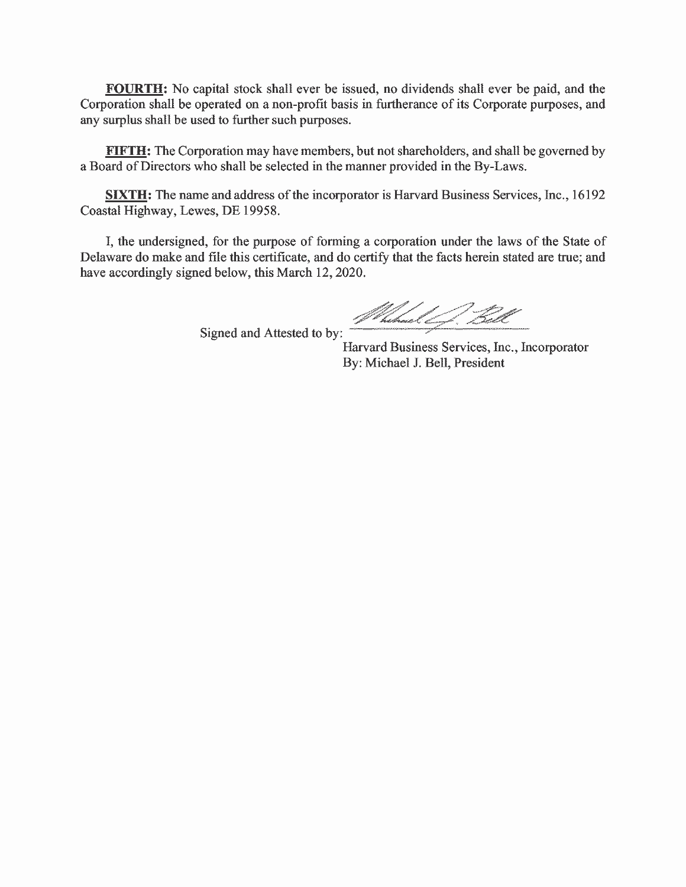**FOURTH:** No capital stock shall ever be issued, no dividends shall ever be paid, and the Corporation shall be operated on a non-profit basis in furtherance of its Corporate purposes, and any surplus shall be used to further such purposes.

**FIFTH:** The Corporation may have members, but not shareholders, and shall be governed by a Board of Directors who shall be selected in the manner provided in the By-Laws.

**SIXTH:** The name and address of the incorporator is Harvard Business Services, Inc., 16192 Coastal Highway, Lewes, DE 19958.

I, the undersigned, for the purpose of forming a corporation under the laws of the State of Delaware do make and file this certificate, and do certify that the facts herein stated are true; and have accordingly signed below, this March 12, 2020.

Signed and Attested to by: ______________________

Harvard Business Services, Inc., Incorporator
By: Michael J. Bell, President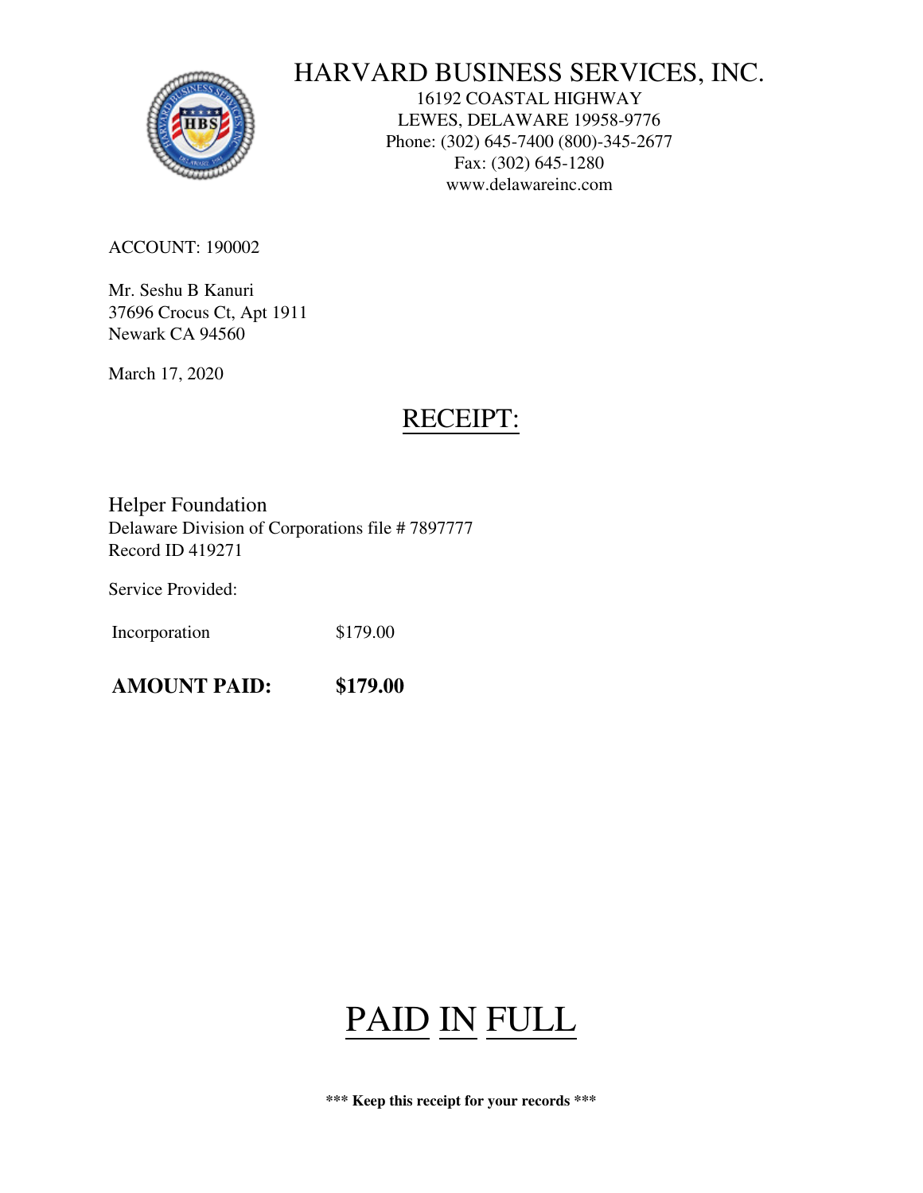# HARVARD BUSINESS SERVICES, INC.

16192 COASTAL HIGHWAY
LEWES, DELAWARE 19958-9776
Phone: (302) 645-7400 (800)-345-2677
Fax: (302) 645-1280
www.delawareinc.com

ACCOUNT: 190002

Mr. Seshu B Kanuri
37696 Crocus Ct, Apt 1911
Newark CA 94560

March 17, 2020

## RECEIPT:

Helper Foundation
Delaware Division of Corporations file # 7897777
Record ID 419271

Service Provided:

| | |
|---|---|
| Incorporation | $179.00 |
| **AMOUNT PAID:** | **$179.00** |

# PAID IN FULL

**\*\*\* Keep this receipt for your records \*\*\***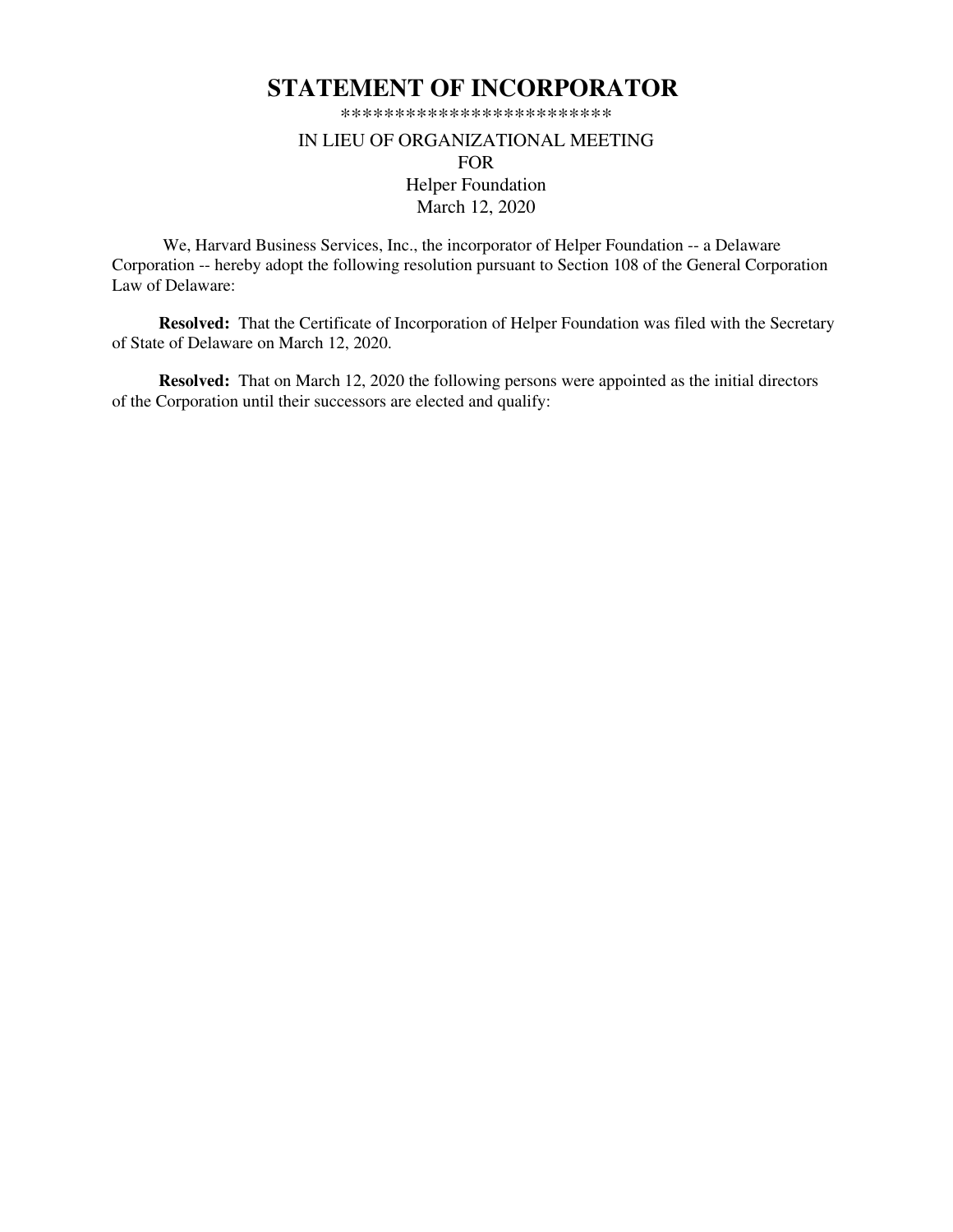# STATEMENT OF INCORPORATOR

**************************

IN LIEU OF ORGANIZATIONAL MEETING

FOR

Helper Foundation

March 12, 2020

We, Harvard Business Services, Inc., the incorporator of Helper Foundation -- a Delaware Corporation -- hereby adopt the following resolution pursuant to Section 108 of the General Corporation Law of Delaware:

**Resolved:** That the Certificate of Incorporation of Helper Foundation was filed with the Secretary of State of Delaware on March 12, 2020.

**Resolved:** That on March 12, 2020 the following persons were appointed as the initial directors of the Corporation until their successors are elected and qualify: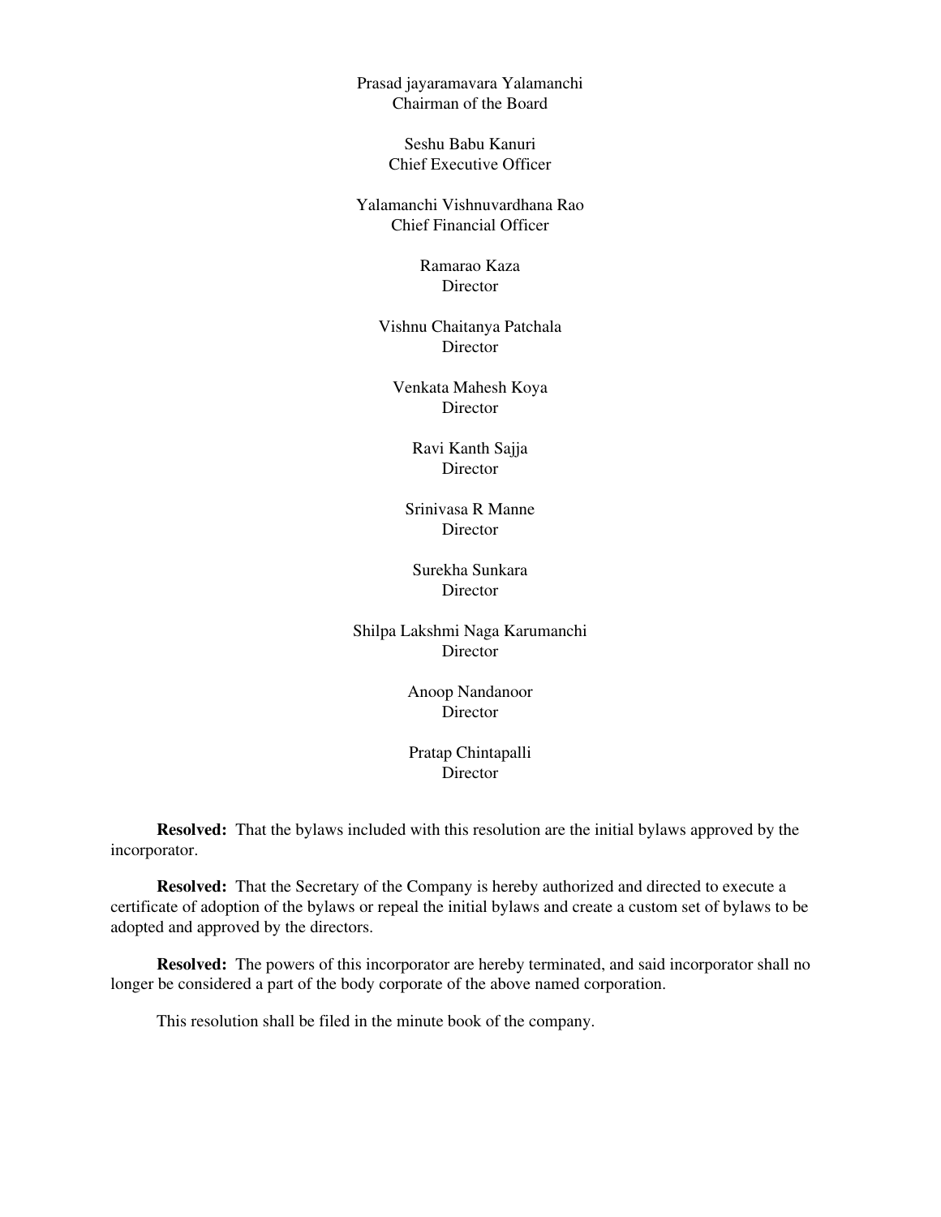Prasad jayaramavara Yalamanchi
Chairman of the Board

Seshu Babu Kanuri
Chief Executive Officer

Yalamanchi Vishnuvardhana Rao
Chief Financial Officer

Ramarao Kaza
Director

Vishnu Chaitanya Patchala
Director

Venkata Mahesh Koya
Director

Ravi Kanth Sajja
Director

Srinivasa R Manne
Director

Surekha Sunkara
Director

Shilpa Lakshmi Naga Karumanchi
Director

Anoop Nandanoor
Director

Pratap Chintapalli
Director

**Resolved:** That the bylaws included with this resolution are the initial bylaws approved by the incorporator.

**Resolved:** That the Secretary of the Company is hereby authorized and directed to execute a certificate of adoption of the bylaws or repeal the initial bylaws and create a custom set of bylaws to be adopted and approved by the directors.

**Resolved:** The powers of this incorporator are hereby terminated, and said incorporator shall no longer be considered a part of the body corporate of the above named corporation.

This resolution shall be filed in the minute book of the company.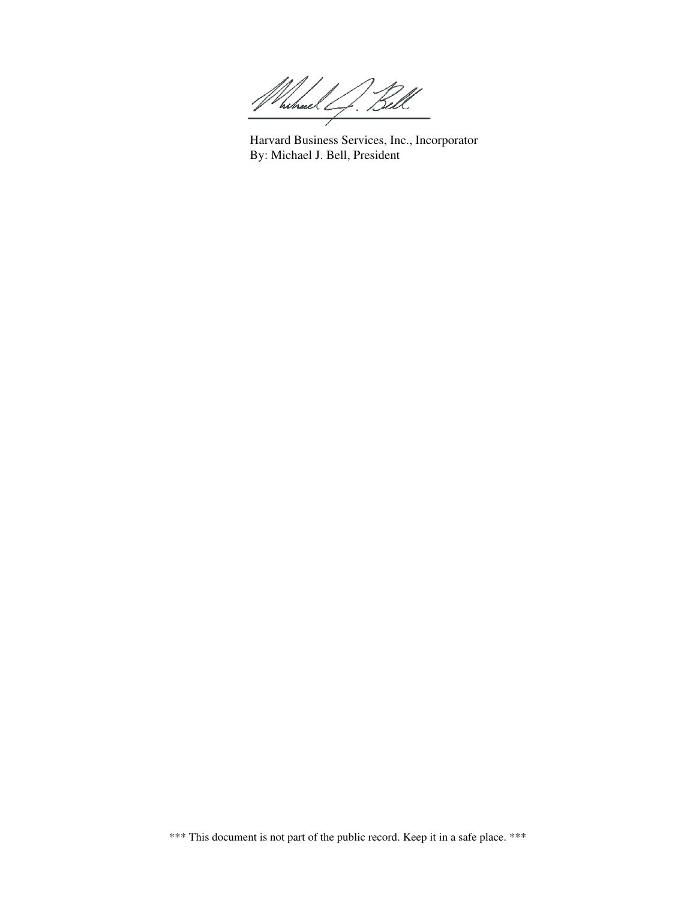______________________________

Harvard Business Services, Inc., Incorporator
By: Michael J. Bell, President

*** This document is not part of the public record. Keep it in a safe place. ***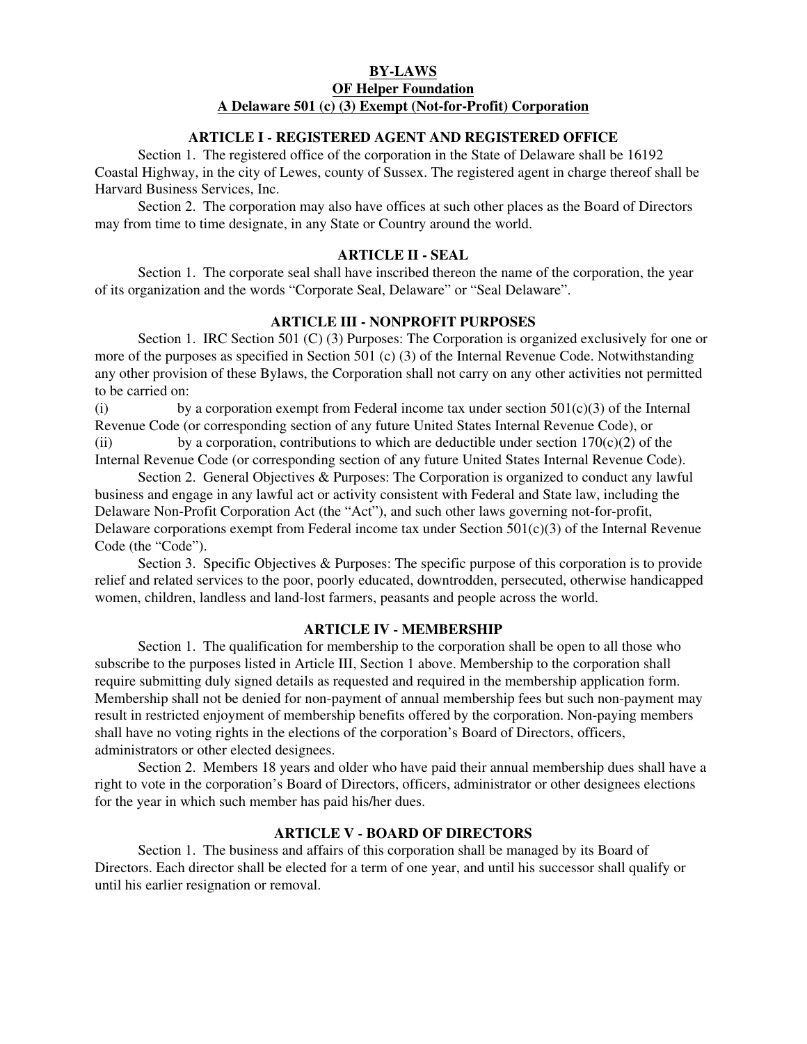**BY-LAWS**
**OF Helper Foundation**
**A Delaware 501 (c) (3) Exempt (Not-for-Profit) Corporation**

## ARTICLE I - REGISTERED AGENT AND REGISTERED OFFICE

Section 1. The registered office of the corporation in the State of Delaware shall be 16192 Coastal Highway, in the city of Lewes, county of Sussex. The registered agent in charge thereof shall be Harvard Business Services, Inc.

Section 2. The corporation may also have offices at such other places as the Board of Directors may from time to time designate, in any State or Country around the world.

## ARTICLE II - SEAL

Section 1. The corporate seal shall have inscribed thereon the name of the corporation, the year of its organization and the words "Corporate Seal, Delaware" or "Seal Delaware".

## ARTICLE III - NONPROFIT PURPOSES

Section 1. IRC Section 501 (C) (3) Purposes: The Corporation is organized exclusively for one or more of the purposes as specified in Section 501 (c) (3) of the Internal Revenue Code. Notwithstanding any other provision of these Bylaws, the Corporation shall not carry on any other activities not permitted to be carried on:

(i) by a corporation exempt from Federal income tax under section 501(c)(3) of the Internal Revenue Code (or corresponding section of any future United States Internal Revenue Code), or

(ii) by a corporation, contributions to which are deductible under section 170(c)(2) of the Internal Revenue Code (or corresponding section of any future United States Internal Revenue Code).

Section 2. General Objectives & Purposes: The Corporation is organized to conduct any lawful business and engage in any lawful act or activity consistent with Federal and State law, including the Delaware Non-Profit Corporation Act (the "Act"), and such other laws governing not-for-profit, Delaware corporations exempt from Federal income tax under Section 501(c)(3) of the Internal Revenue Code (the "Code").

Section 3. Specific Objectives & Purposes: The specific purpose of this corporation is to provide relief and related services to the poor, poorly educated, downtrodden, persecuted, otherwise handicapped women, children, landless and land-lost farmers, peasants and people across the world.

## ARTICLE IV - MEMBERSHIP

Section 1. The qualification for membership to the corporation shall be open to all those who subscribe to the purposes listed in Article III, Section 1 above. Membership to the corporation shall require submitting duly signed details as requested and required in the membership application form. Membership shall not be denied for non-payment of annual membership fees but such non-payment may result in restricted enjoyment of membership benefits offered by the corporation. Non-paying members shall have no voting rights in the elections of the corporation's Board of Directors, officers, administrators or other elected designees.

Section 2. Members 18 years and older who have paid their annual membership dues shall have a right to vote in the corporation's Board of Directors, officers, administrator or other designees elections for the year in which such member has paid his/her dues.

## ARTICLE V - BOARD OF DIRECTORS

Section 1. The business and affairs of this corporation shall be managed by its Board of Directors. Each director shall be elected for a term of one year, and until his successor shall qualify or until his earlier resignation or removal.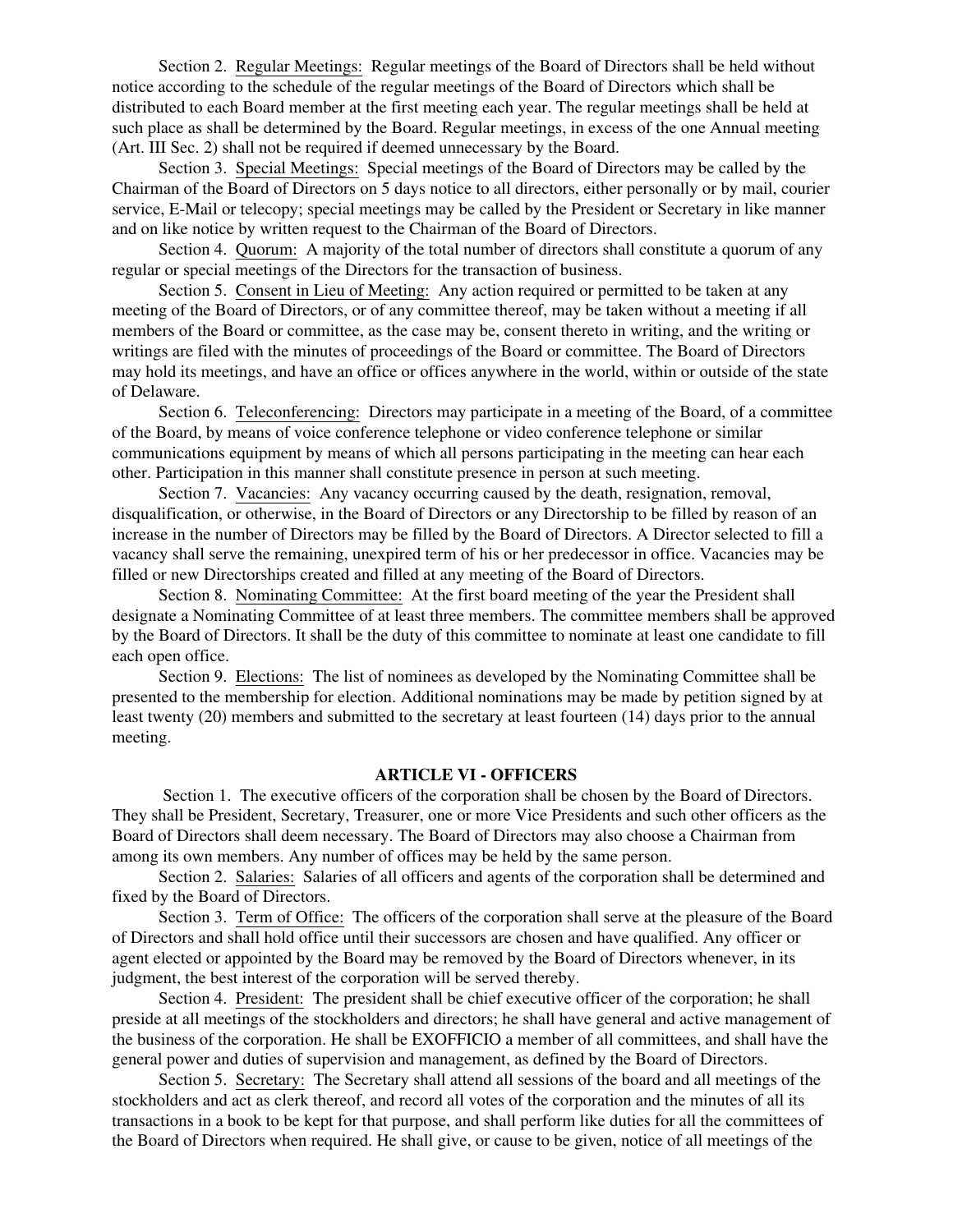Section 2. Regular Meetings: Regular meetings of the Board of Directors shall be held without notice according to the schedule of the regular meetings of the Board of Directors which shall be distributed to each Board member at the first meeting each year. The regular meetings shall be held at such place as shall be determined by the Board. Regular meetings, in excess of the one Annual meeting (Art. III Sec. 2) shall not be required if deemed unnecessary by the Board.

Section 3. Special Meetings: Special meetings of the Board of Directors may be called by the Chairman of the Board of Directors on 5 days notice to all directors, either personally or by mail, courier service, E-Mail or telecopy; special meetings may be called by the President or Secretary in like manner and on like notice by written request to the Chairman of the Board of Directors.

Section 4. Quorum: A majority of the total number of directors shall constitute a quorum of any regular or special meetings of the Directors for the transaction of business.

Section 5. Consent in Lieu of Meeting: Any action required or permitted to be taken at any meeting of the Board of Directors, or of any committee thereof, may be taken without a meeting if all members of the Board or committee, as the case may be, consent thereto in writing, and the writing or writings are filed with the minutes of proceedings of the Board or committee. The Board of Directors may hold its meetings, and have an office or offices anywhere in the world, within or outside of the state of Delaware.

Section 6. Teleconferencing: Directors may participate in a meeting of the Board, of a committee of the Board, by means of voice conference telephone or video conference telephone or similar communications equipment by means of which all persons participating in the meeting can hear each other. Participation in this manner shall constitute presence in person at such meeting.

Section 7. Vacancies: Any vacancy occurring caused by the death, resignation, removal, disqualification, or otherwise, in the Board of Directors or any Directorship to be filled by reason of an increase in the number of Directors may be filled by the Board of Directors. A Director selected to fill a vacancy shall serve the remaining, unexpired term of his or her predecessor in office. Vacancies may be filled or new Directorships created and filled at any meeting of the Board of Directors.

Section 8. Nominating Committee: At the first board meeting of the year the President shall designate a Nominating Committee of at least three members. The committee members shall be approved by the Board of Directors. It shall be the duty of this committee to nominate at least one candidate to fill each open office.

Section 9. Elections: The list of nominees as developed by the Nominating Committee shall be presented to the membership for election. Additional nominations may be made by petition signed by at least twenty (20) members and submitted to the secretary at least fourteen (14) days prior to the annual meeting.

## ARTICLE VI - OFFICERS

Section 1. The executive officers of the corporation shall be chosen by the Board of Directors. They shall be President, Secretary, Treasurer, one or more Vice Presidents and such other officers as the Board of Directors shall deem necessary. The Board of Directors may also choose a Chairman from among its own members. Any number of offices may be held by the same person.

Section 2. Salaries: Salaries of all officers and agents of the corporation shall be determined and fixed by the Board of Directors.

Section 3. Term of Office: The officers of the corporation shall serve at the pleasure of the Board of Directors and shall hold office until their successors are chosen and have qualified. Any officer or agent elected or appointed by the Board may be removed by the Board of Directors whenever, in its judgment, the best interest of the corporation will be served thereby.

Section 4. President: The president shall be chief executive officer of the corporation; he shall preside at all meetings of the stockholders and directors; he shall have general and active management of the business of the corporation. He shall be EXOFFICIO a member of all committees, and shall have the general power and duties of supervision and management, as defined by the Board of Directors.

Section 5. Secretary: The Secretary shall attend all sessions of the board and all meetings of the stockholders and act as clerk thereof, and record all votes of the corporation and the minutes of all its transactions in a book to be kept for that purpose, and shall perform like duties for all the committees of the Board of Directors when required. He shall give, or cause to be given, notice of all meetings of the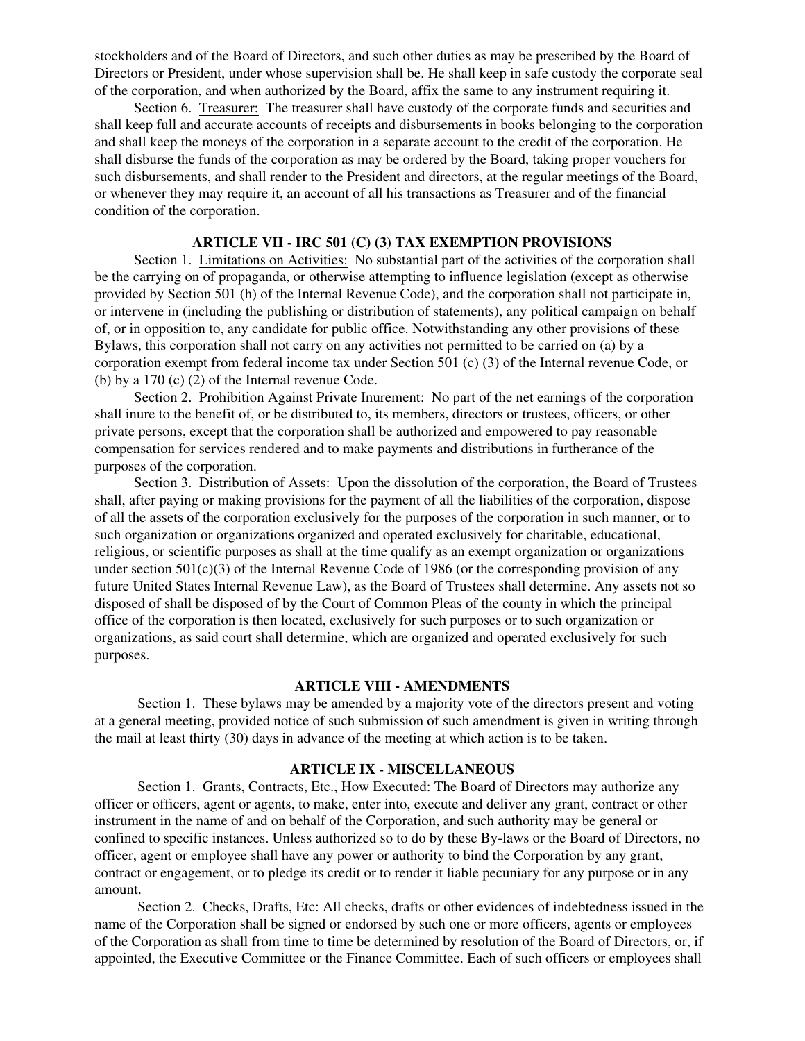stockholders and of the Board of Directors, and such other duties as may be prescribed by the Board of Directors or President, under whose supervision shall be. He shall keep in safe custody the corporate seal of the corporation, and when authorized by the Board, affix the same to any instrument requiring it.

Section 6. Treasurer: The treasurer shall have custody of the corporate funds and securities and shall keep full and accurate accounts of receipts and disbursements in books belonging to the corporation and shall keep the moneys of the corporation in a separate account to the credit of the corporation. He shall disburse the funds of the corporation as may be ordered by the Board, taking proper vouchers for such disbursements, and shall render to the President and directors, at the regular meetings of the Board, or whenever they may require it, an account of all his transactions as Treasurer and of the financial condition of the corporation.

### ARTICLE VII - IRC 501 (C) (3) TAX EXEMPTION PROVISIONS

Section 1. Limitations on Activities: No substantial part of the activities of the corporation shall be the carrying on of propaganda, or otherwise attempting to influence legislation (except as otherwise provided by Section 501 (h) of the Internal Revenue Code), and the corporation shall not participate in, or intervene in (including the publishing or distribution of statements), any political campaign on behalf of, or in opposition to, any candidate for public office. Notwithstanding any other provisions of these Bylaws, this corporation shall not carry on any activities not permitted to be carried on (a) by a corporation exempt from federal income tax under Section 501 (c) (3) of the Internal revenue Code, or (b) by a 170 (c) (2) of the Internal revenue Code.

Section 2. Prohibition Against Private Inurement: No part of the net earnings of the corporation shall inure to the benefit of, or be distributed to, its members, directors or trustees, officers, or other private persons, except that the corporation shall be authorized and empowered to pay reasonable compensation for services rendered and to make payments and distributions in furtherance of the purposes of the corporation.

Section 3. Distribution of Assets: Upon the dissolution of the corporation, the Board of Trustees shall, after paying or making provisions for the payment of all the liabilities of the corporation, dispose of all the assets of the corporation exclusively for the purposes of the corporation in such manner, or to such organization or organizations organized and operated exclusively for charitable, educational, religious, or scientific purposes as shall at the time qualify as an exempt organization or organizations under section 501(c)(3) of the Internal Revenue Code of 1986 (or the corresponding provision of any future United States Internal Revenue Law), as the Board of Trustees shall determine. Any assets not so disposed of shall be disposed of by the Court of Common Pleas of the county in which the principal office of the corporation is then located, exclusively for such purposes or to such organization or organizations, as said court shall determine, which are organized and operated exclusively for such purposes.

### ARTICLE VIII - AMENDMENTS

Section 1. These bylaws may be amended by a majority vote of the directors present and voting at a general meeting, provided notice of such submission of such amendment is given in writing through the mail at least thirty (30) days in advance of the meeting at which action is to be taken.

### ARTICLE IX - MISCELLANEOUS

Section 1. Grants, Contracts, Etc., How Executed: The Board of Directors may authorize any officer or officers, agent or agents, to make, enter into, execute and deliver any grant, contract or other instrument in the name of and on behalf of the Corporation, and such authority may be general or confined to specific instances. Unless authorized so to do by these By-laws or the Board of Directors, no officer, agent or employee shall have any power or authority to bind the Corporation by any grant, contract or engagement, or to pledge its credit or to render it liable pecuniary for any purpose or in any amount.

Section 2. Checks, Drafts, Etc: All checks, drafts or other evidences of indebtedness issued in the name of the Corporation shall be signed or endorsed by such one or more officers, agents or employees of the Corporation as shall from time to time be determined by resolution of the Board of Directors, or, if appointed, the Executive Committee or the Finance Committee. Each of such officers or employees shall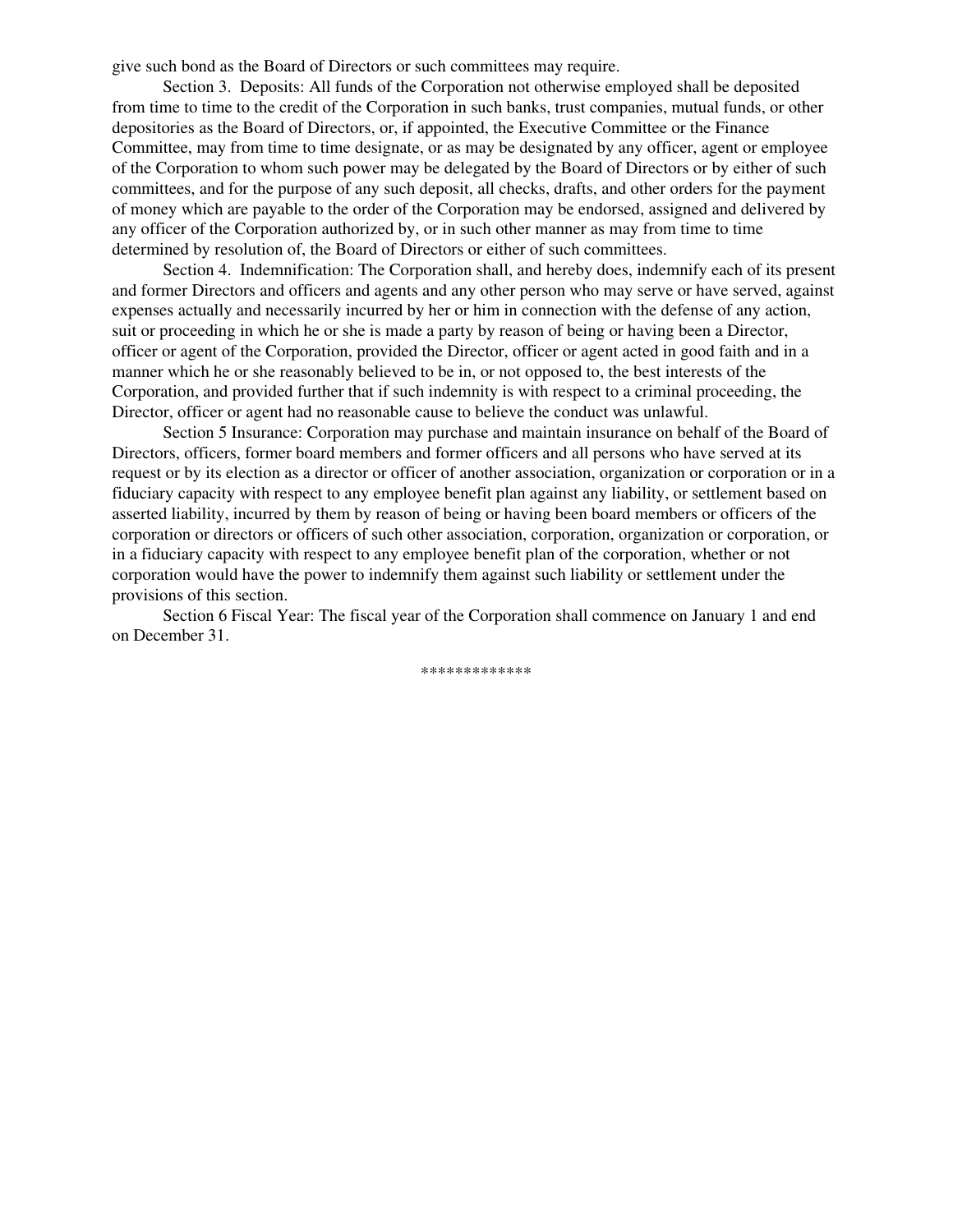give such bond as the Board of Directors or such committees may require.

Section 3. Deposits: All funds of the Corporation not otherwise employed shall be deposited from time to time to the credit of the Corporation in such banks, trust companies, mutual funds, or other depositories as the Board of Directors, or, if appointed, the Executive Committee or the Finance Committee, may from time to time designate, or as may be designated by any officer, agent or employee of the Corporation to whom such power may be delegated by the Board of Directors or by either of such committees, and for the purpose of any such deposit, all checks, drafts, and other orders for the payment of money which are payable to the order of the Corporation may be endorsed, assigned and delivered by any officer of the Corporation authorized by, or in such other manner as may from time to time determined by resolution of, the Board of Directors or either of such committees.

Section 4. Indemnification: The Corporation shall, and hereby does, indemnify each of its present and former Directors and officers and agents and any other person who may serve or have served, against expenses actually and necessarily incurred by her or him in connection with the defense of any action, suit or proceeding in which he or she is made a party by reason of being or having been a Director, officer or agent of the Corporation, provided the Director, officer or agent acted in good faith and in a manner which he or she reasonably believed to be in, or not opposed to, the best interests of the Corporation, and provided further that if such indemnity is with respect to a criminal proceeding, the Director, officer or agent had no reasonable cause to believe the conduct was unlawful.

Section 5 Insurance: Corporation may purchase and maintain insurance on behalf of the Board of Directors, officers, former board members and former officers and all persons who have served at its request or by its election as a director or officer of another association, organization or corporation or in a fiduciary capacity with respect to any employee benefit plan against any liability, or settlement based on asserted liability, incurred by them by reason of being or having been board members or officers of the corporation or directors or officers of such other association, corporation, organization or corporation, or in a fiduciary capacity with respect to any employee benefit plan of the corporation, whether or not corporation would have the power to indemnify them against such liability or settlement under the provisions of this section.

Section 6 Fiscal Year: The fiscal year of the Corporation shall commence on January 1 and end on December 31.

*************